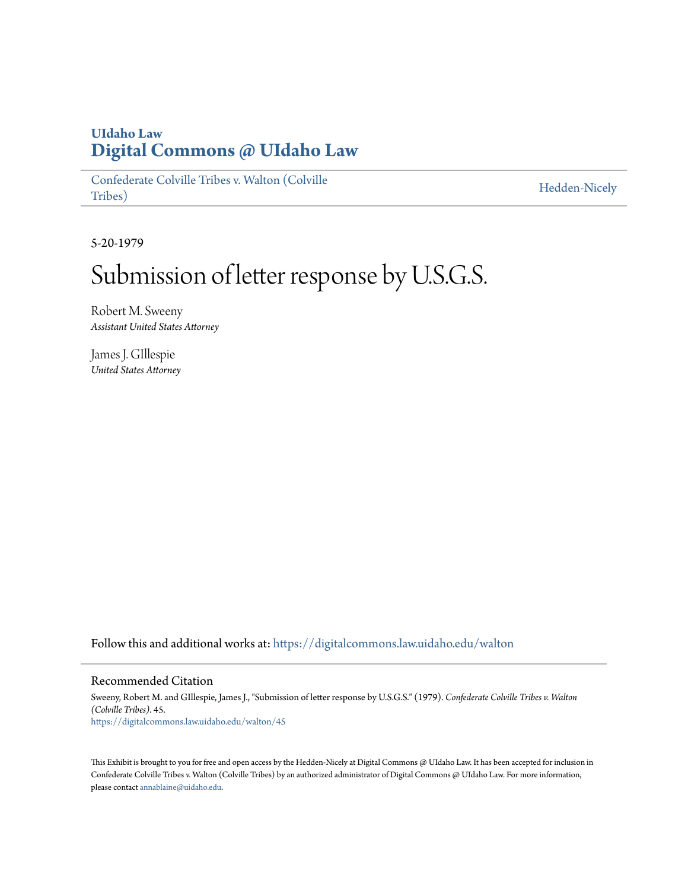UIdaho Law

# Digital Commons @ UIdaho Law

Confederate Colville Tribes v. Walton (Colville Tribes)

Hedden-Nicely

5-20-1979

# Submission of letter response by U.S.G.S.

Robert M. Sweeny
*Assistant United States Attorney*

James J. GIllespie
*United States Attorney*

Follow this and additional works at: https://digitalcommons.law.uidaho.edu/walton

## Recommended Citation

Sweeny, Robert M. and GIllespie, James J., "Submission of letter response by U.S.G.S." (1979). *Confederate Colville Tribes v. Walton (Colville Tribes)*. 45.
https://digitalcommons.law.uidaho.edu/walton/45

This Exhibit is brought to you for free and open access by the Hedden-Nicely at Digital Commons @ UIdaho Law. It has been accepted for inclusion in Confederate Colville Tribes v. Walton (Colville Tribes) by an authorized administrator of Digital Commons @ UIdaho Law. For more information, please contact annablaine@uidaho.edu.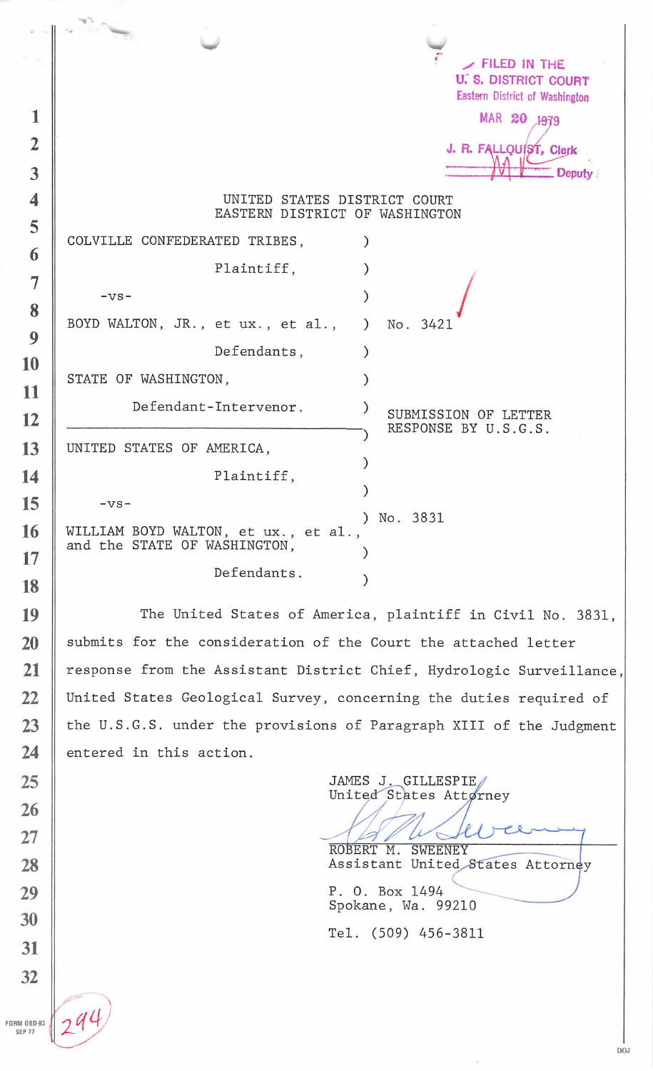FILED IN THE
U. S. DISTRICT COURT
Eastern District of Washington

MAR 20 1979

J. R. FALLQUIST, Clerk
Deputy

UNITED STATES DISTRICT COURT
EASTERN DISTRICT OF WASHINGTON

| | |
|---|---|
| COLVILLE CONFEDERATED TRIBES, Plaintiff, -vs- BOYD WALTON, JR., et ux., et al., Defendants, STATE OF WASHINGTON, Defendant-Intervenor. | No. 3421 |
| | SUBMISSION OF LETTER RESPONSE BY U.S.G.S. |
| UNITED STATES OF AMERICA, Plaintiff, -vs- WILLIAM BOYD WALTON, et ux., et al., and the STATE OF WASHINGTON, Defendants. | No. 3831 |

The United States of America, plaintiff in Civil No. 3831, submits for the consideration of the Court the attached letter response from the Assistant District Chief, Hydrologic Surveillance, United States Geological Survey, concerning the duties required of the U.S.G.S. under the provisions of Paragraph XIII of the Judgment entered in this action.

JAMES J. GILLESPIE
United States Attorney

ROBERT M. SWEENEY
Assistant United States Attorney

P. O. Box 1494
Spokane, Wa. 99210

Tel. (509) 456-3811

294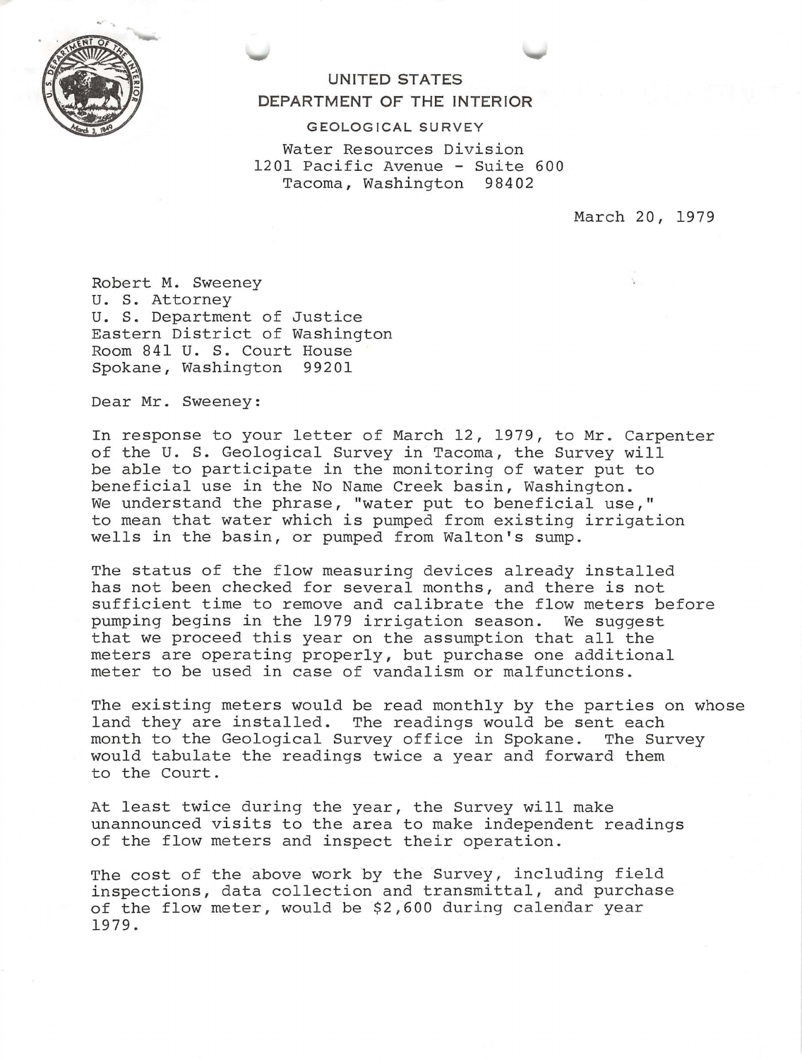UNITED STATES
DEPARTMENT OF THE INTERIOR

GEOLOGICAL SURVEY

Water Resources Division
1201 Pacific Avenue - Suite 600
Tacoma, Washington 98402

March 20, 1979

Robert M. Sweeney
U. S. Attorney
U. S. Department of Justice
Eastern District of Washington
Room 841 U. S. Court House
Spokane, Washington 99201

Dear Mr. Sweeney:

In response to your letter of March 12, 1979, to Mr. Carpenter of the U. S. Geological Survey in Tacoma, the Survey will be able to participate in the monitoring of water put to beneficial use in the No Name Creek basin, Washington. We understand the phrase, "water put to beneficial use," to mean that water which is pumped from existing irrigation wells in the basin, or pumped from Walton's sump.

The status of the flow measuring devices already installed has not been checked for several months, and there is not sufficient time to remove and calibrate the flow meters before pumping begins in the 1979 irrigation season. We suggest that we proceed this year on the assumption that all the meters are operating properly, but purchase one additional meter to be used in case of vandalism or malfunctions.

The existing meters would be read monthly by the parties on whose land they are installed. The readings would be sent each month to the Geological Survey office in Spokane. The Survey would tabulate the readings twice a year and forward them to the Court.

At least twice during the year, the Survey will make unannounced visits to the area to make independent readings of the flow meters and inspect their operation.

The cost of the above work by the Survey, including field inspections, data collection and transmittal, and purchase of the flow meter, would be $2,600 during calendar year 1979.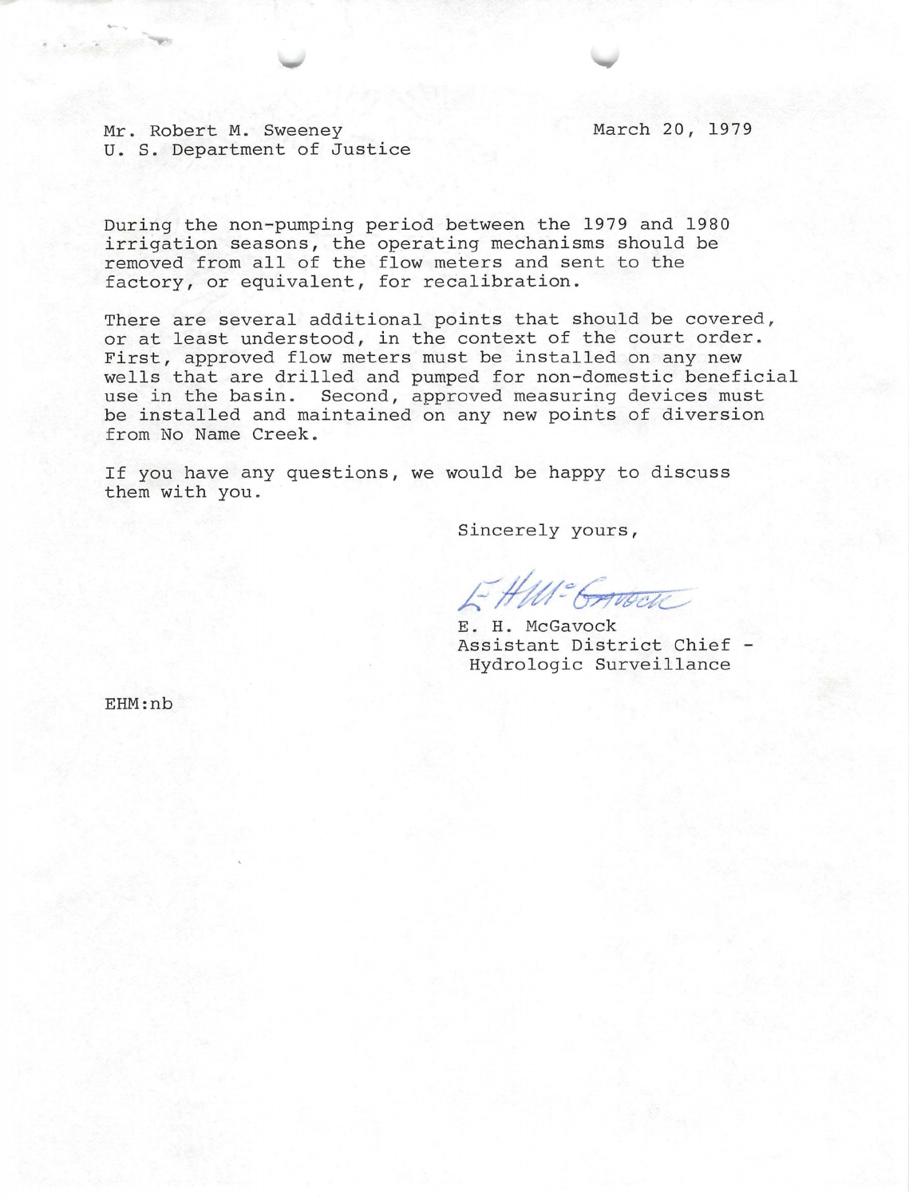Mr. Robert M. Sweeney
U. S. Department of Justice

March 20, 1979

During the non-pumping period between the 1979 and 1980 irrigation seasons, the operating mechanisms should be removed from all of the flow meters and sent to the factory, or equivalent, for recalibration.

There are several additional points that should be covered, or at least understood, in the context of the court order. First, approved flow meters must be installed on any new wells that are drilled and pumped for non-domestic beneficial use in the basin. Second, approved measuring devices must be installed and maintained on any new points of diversion from No Name Creek.

If you have any questions, we would be happy to discuss them with you.

Sincerely yours,

E. H. McGavock

E. H. McGavock
Assistant District Chief -
Hydrologic Surveillance

EHM:nb